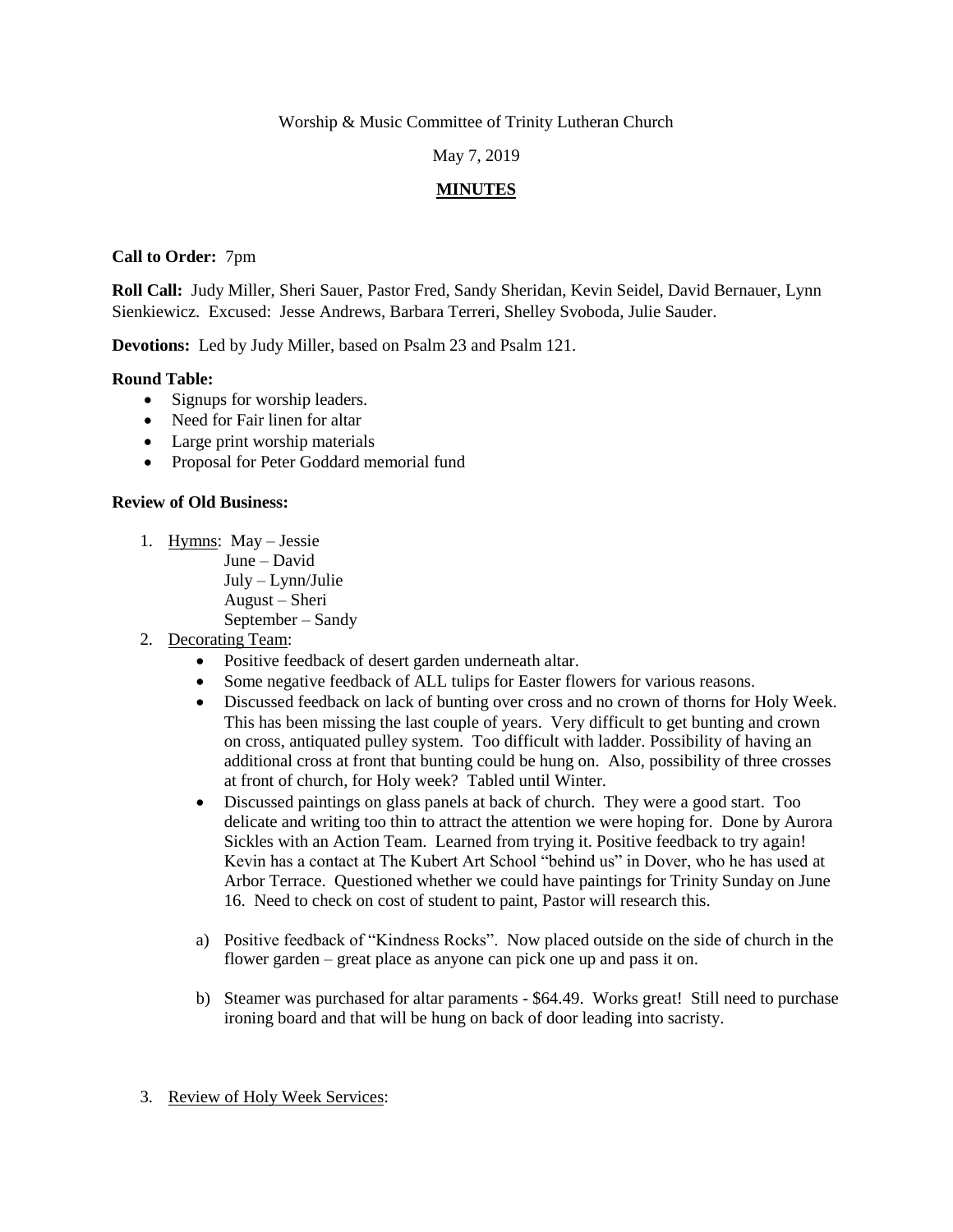Worship & Music Committee of Trinity Lutheran Church

May 7, 2019

**MINUTES**

**Call to Order:** 7pm

**Roll Call:** Judy Miller, Sheri Sauer, Pastor Fred, Sandy Sheridan, Kevin Seidel, David Bernauer, Lynn Sienkiewicz. Excused: Jesse Andrews, Barbara Terreri, Shelley Svoboda, Julie Sauder.

**Devotions:** Led by Judy Miller, based on Psalm 23 and Psalm 121.

**Round Table:**

- Signups for worship leaders.
- Need for Fair linen for altar
- Large print worship materials
- Proposal for Peter Goddard memorial fund

**Review of Old Business:**

1. Hymns: May – Jessie
   June – David
   July – Lynn/Julie
   August – Sheri
   September – Sandy
2. Decorating Team:
   - Positive feedback of desert garden underneath altar.
   - Some negative feedback of ALL tulips for Easter flowers for various reasons.
   - Discussed feedback on lack of bunting over cross and no crown of thorns for Holy Week. This has been missing the last couple of years. Very difficult to get bunting and crown on cross, antiquated pulley system. Too difficult with ladder. Possibility of having an additional cross at front that bunting could be hung on. Also, possibility of three crosses at front of church, for Holy week? Tabled until Winter.
   - Discussed paintings on glass panels at back of church. They were a good start. Too delicate and writing too thin to attract the attention we were hoping for. Done by Aurora Sickles with an Action Team. Learned from trying it. Positive feedback to try again! Kevin has a contact at The Kubert Art School "behind us" in Dover, who he has used at Arbor Terrace. Questioned whether we could have paintings for Trinity Sunday on June 16. Need to check on cost of student to paint, Pastor will research this.

   a) Positive feedback of "Kindness Rocks". Now placed outside on the side of church in the flower garden – great place as anyone can pick one up and pass it on.

   b) Steamer was purchased for altar paraments - $64.49. Works great! Still need to purchase ironing board and that will be hung on back of door leading into sacristy.

3. Review of Holy Week Services: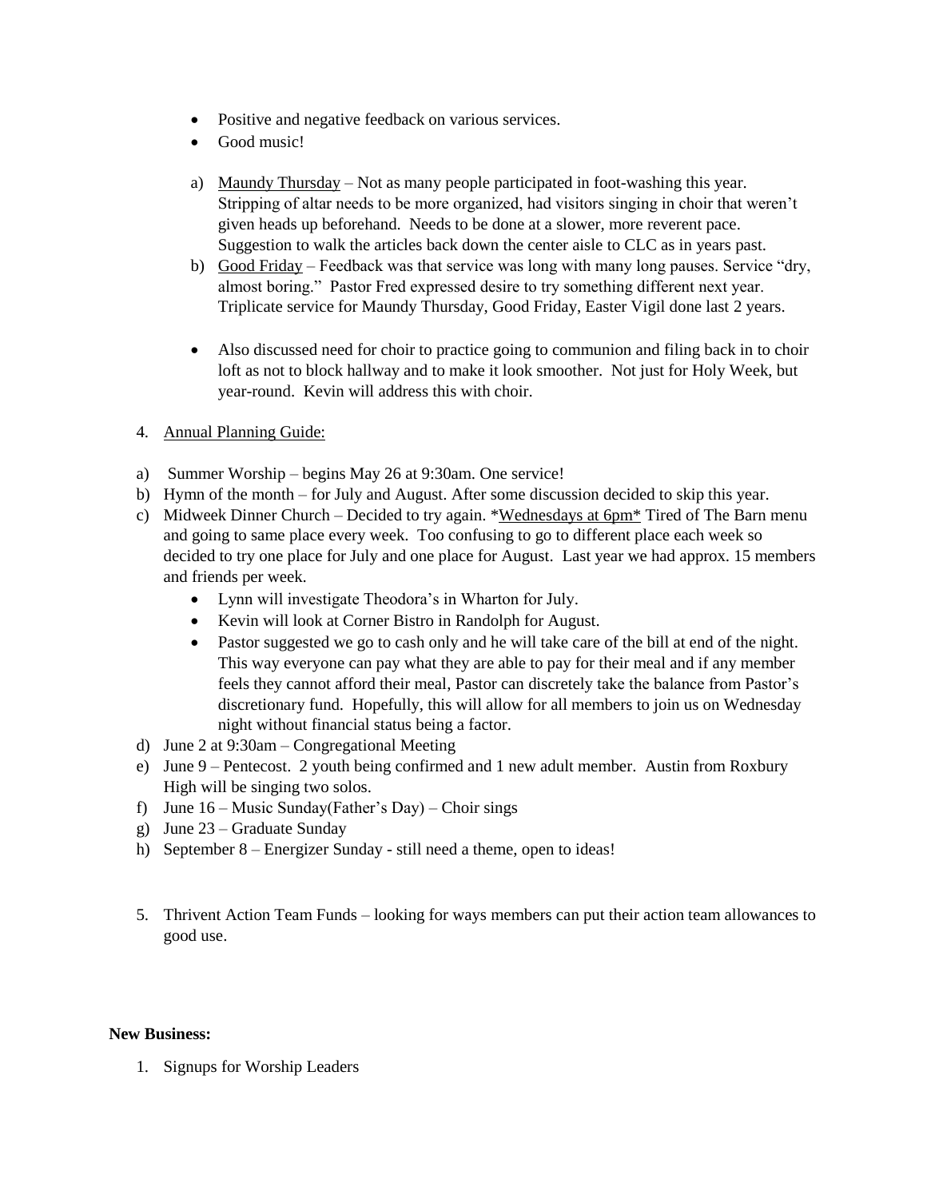- Positive and negative feedback on various services.
- Good music!

a) Maundy Thursday – Not as many people participated in foot-washing this year. Stripping of altar needs to be more organized, had visitors singing in choir that weren't given heads up beforehand. Needs to be done at a slower, more reverent pace. Suggestion to walk the articles back down the center aisle to CLC as in years past.

b) Good Friday – Feedback was that service was long with many long pauses. Service "dry, almost boring." Pastor Fred expressed desire to try something different next year. Triplicate service for Maundy Thursday, Good Friday, Easter Vigil done last 2 years.

- Also discussed need for choir to practice going to communion and filing back in to choir loft as not to block hallway and to make it look smoother. Not just for Holy Week, but year-round. Kevin will address this with choir.

4. Annual Planning Guide:

a) Summer Worship – begins May 26 at 9:30am. One service!

b) Hymn of the month – for July and August. After some discussion decided to skip this year.

c) Midweek Dinner Church – Decided to try again. *Wednesdays at 6pm* Tired of The Barn menu and going to same place every week. Too confusing to go to different place each week so decided to try one place for July and one place for August. Last year we had approx. 15 members and friends per week.
   - Lynn will investigate Theodora's in Wharton for July.
   - Kevin will look at Corner Bistro in Randolph for August.
   - Pastor suggested we go to cash only and he will take care of the bill at end of the night. This way everyone can pay what they are able to pay for their meal and if any member feels they cannot afford their meal, Pastor can discretely take the balance from Pastor's discretionary fund. Hopefully, this will allow for all members to join us on Wednesday night without financial status being a factor.

d) June 2 at 9:30am – Congregational Meeting

e) June 9 – Pentecost. 2 youth being confirmed and 1 new adult member. Austin from Roxbury High will be singing two solos.

f) June 16 – Music Sunday(Father's Day) – Choir sings

g) June 23 – Graduate Sunday

h) September 8 – Energizer Sunday - still need a theme, open to ideas!

5. Thrivent Action Team Funds – looking for ways members can put their action team allowances to good use.

**New Business:**

1. Signups for Worship Leaders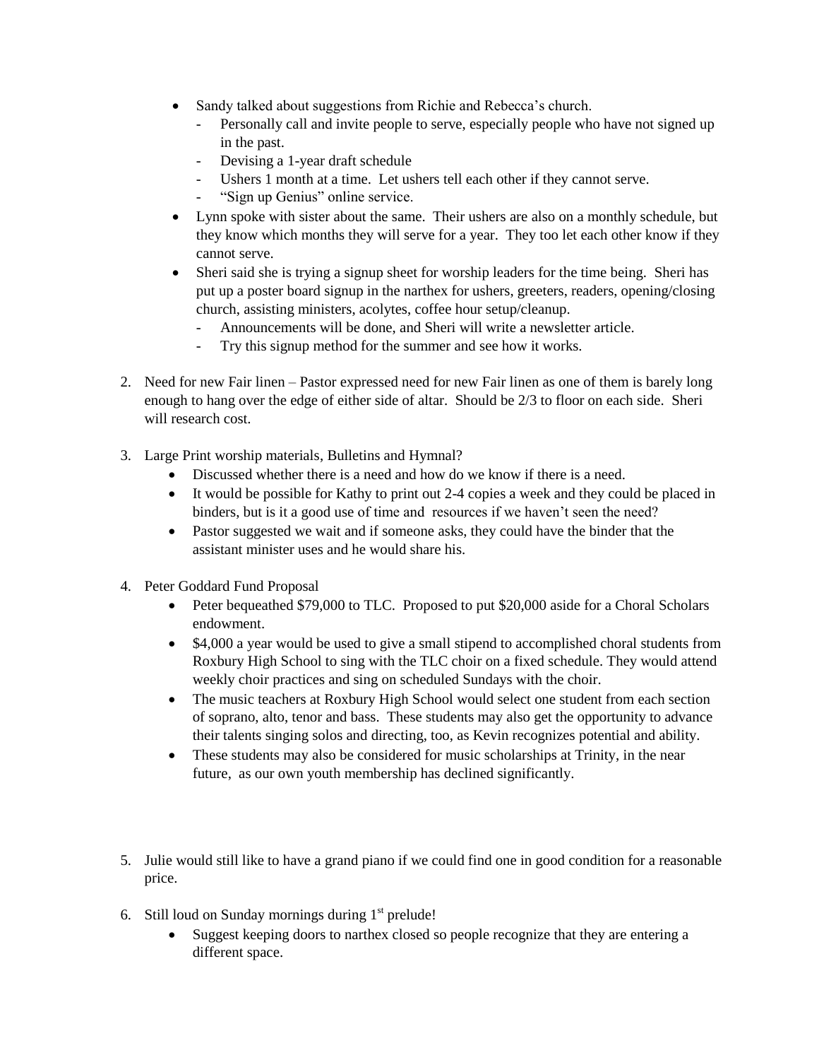- Sandy talked about suggestions from Richie and Rebecca's church.
  - Personally call and invite people to serve, especially people who have not signed up in the past.
  - Devising a 1-year draft schedule
  - Ushers 1 month at a time. Let ushers tell each other if they cannot serve.
  - "Sign up Genius" online service.
- Lynn spoke with sister about the same. Their ushers are also on a monthly schedule, but they know which months they will serve for a year. They too let each other know if they cannot serve.
- Sheri said she is trying a signup sheet for worship leaders for the time being. Sheri has put up a poster board signup in the narthex for ushers, greeters, readers, opening/closing church, assisting ministers, acolytes, coffee hour setup/cleanup.
  - Announcements will be done, and Sheri will write a newsletter article.
  - Try this signup method for the summer and see how it works.

2. Need for new Fair linen – Pastor expressed need for new Fair linen as one of them is barely long enough to hang over the edge of either side of altar. Should be 2/3 to floor on each side. Sheri will research cost.

3. Large Print worship materials, Bulletins and Hymnal?
   - Discussed whether there is a need and how do we know if there is a need.
   - It would be possible for Kathy to print out 2-4 copies a week and they could be placed in binders, but is it a good use of time and resources if we haven't seen the need?
   - Pastor suggested we wait and if someone asks, they could have the binder that the assistant minister uses and he would share his.

4. Peter Goddard Fund Proposal
   - Peter bequeathed $79,000 to TLC. Proposed to put $20,000 aside for a Choral Scholars endowment.
   - $4,000 a year would be used to give a small stipend to accomplished choral students from Roxbury High School to sing with the TLC choir on a fixed schedule. They would attend weekly choir practices and sing on scheduled Sundays with the choir.
   - The music teachers at Roxbury High School would select one student from each section of soprano, alto, tenor and bass. These students may also get the opportunity to advance their talents singing solos and directing, too, as Kevin recognizes potential and ability.
   - These students may also be considered for music scholarships at Trinity, in the near future, as our own youth membership has declined significantly.

5. Julie would still like to have a grand piano if we could find one in good condition for a reasonable price.

6. Still loud on Sunday mornings during 1st prelude!
   - Suggest keeping doors to narthex closed so people recognize that they are entering a different space.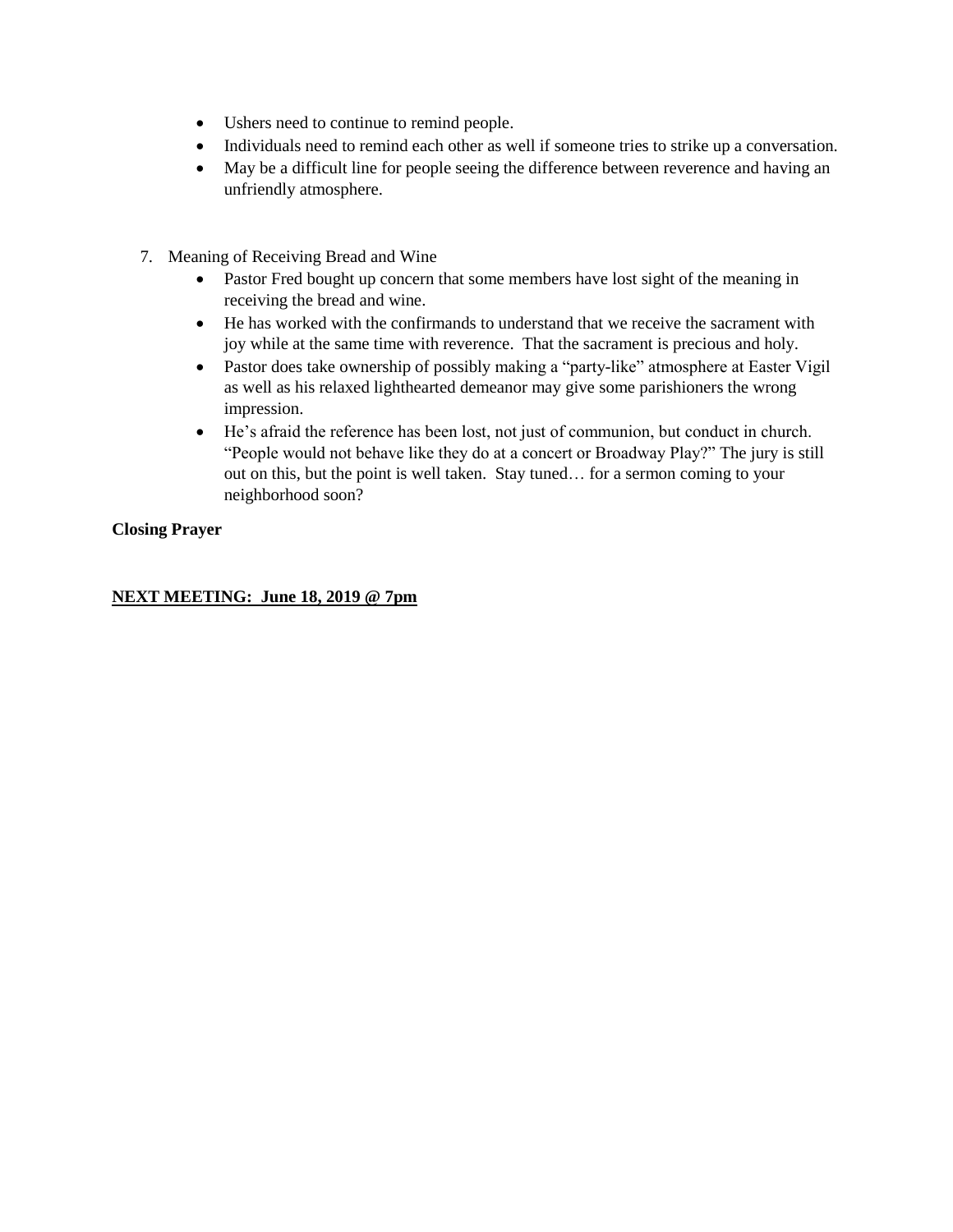- Ushers need to continue to remind people.
- Individuals need to remind each other as well if someone tries to strike up a conversation.
- May be a difficult line for people seeing the difference between reverence and having an unfriendly atmosphere.

7. Meaning of Receiving Bread and Wine
   - Pastor Fred bought up concern that some members have lost sight of the meaning in receiving the bread and wine.
   - He has worked with the confirmands to understand that we receive the sacrament with joy while at the same time with reverence. That the sacrament is precious and holy.
   - Pastor does take ownership of possibly making a "party-like" atmosphere at Easter Vigil as well as his relaxed lighthearted demeanor may give some parishioners the wrong impression.
   - He's afraid the reference has been lost, not just of communion, but conduct in church. "People would not behave like they do at a concert or Broadway Play?" The jury is still out on this, but the point is well taken. Stay tuned… for a sermon coming to your neighborhood soon?

**Closing Prayer**

**NEXT MEETING: June 18, 2019 @ 7pm**